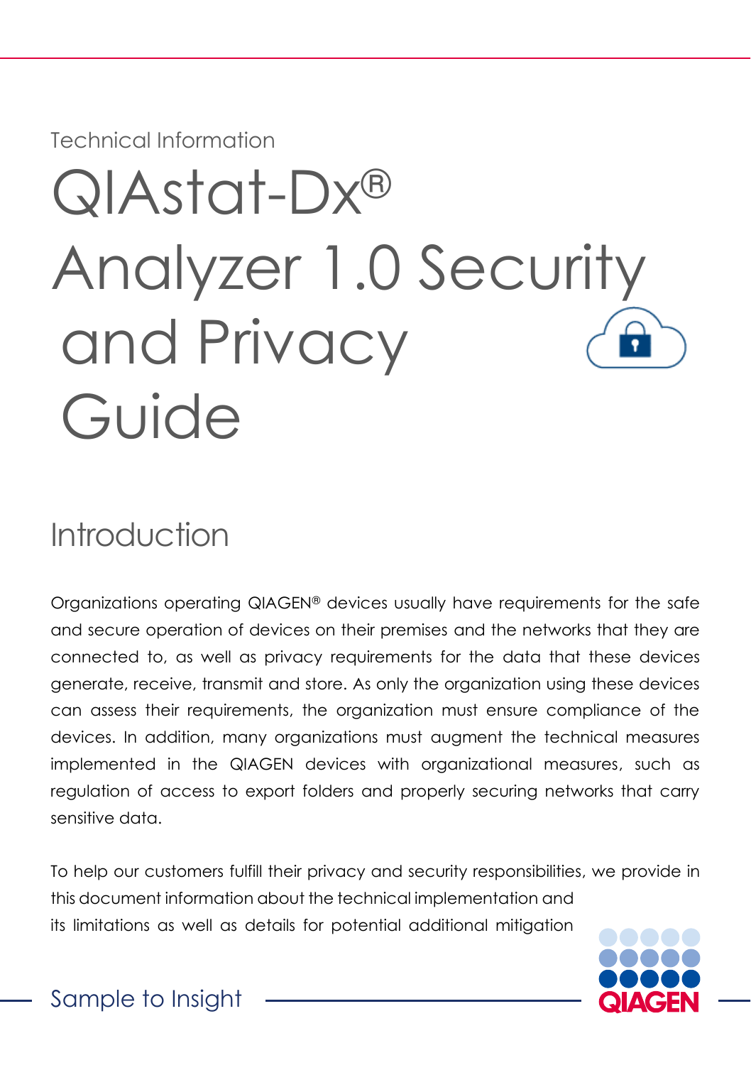Technical Information

# QIAstat-Dx® Analyzer 1.0 Security and Privacy Guide

## Introduction

Organizations operating QIAGEN® devices usually have requirements for the safe and secure operation of devices on their premises and the networks that they are connected to, as well as privacy requirements for the data that these devices generate, receive, transmit and store. As only the organization using these devices can assess their requirements, the organization must ensure compliance of the devices. In addition, many organizations must augment the technical measures implemented in the QIAGEN devices with organizational measures, such as regulation of access to export folders and properly securing networks that carry sensitive data.

To help our customers fulfill their privacy and security responsibilities, we provide in this document information about the technical implementation and its limitations as well as details for potential additional mitigation

Sample to Insight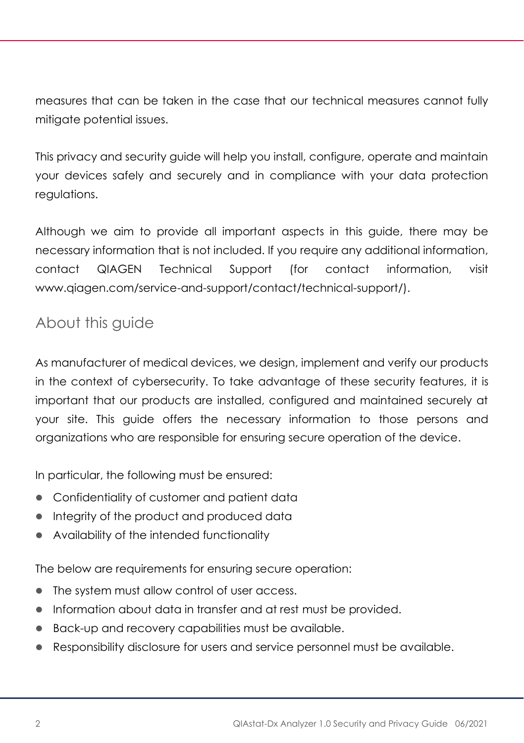measures that can be taken in the case that our technical measures cannot fully mitigate potential issues.

This privacy and security guide will help you install, configure, operate and maintain your devices safely and securely and in compliance with your data protection regulations.

Although we aim to provide all important aspects in this guide, there may be necessary information that is not included. If you require any additional information, contact QIAGEN Technical Support (for contact information, visit www.qiagen.com/service-and-support/contact/technical-support/).

## About this guide

As manufacturer of medical devices, we design, implement and verify our products in the context of cybersecurity. To take advantage of these security features, it is important that our products are installed, configured and maintained securely at your site. This guide offers the necessary information to those persons and organizations who are responsible for ensuring secure operation of the device.

In particular, the following must be ensured:

- Confidentiality of customer and patient data
- Integrity of the product and produced data
- Availability of the intended functionality

The below are requirements for ensuring secure operation:

- The system must allow control of user access.
- Information about data in transfer and at rest must be provided.
- Back-up and recovery capabilities must be available.
- Responsibility disclosure for users and service personnel must be available.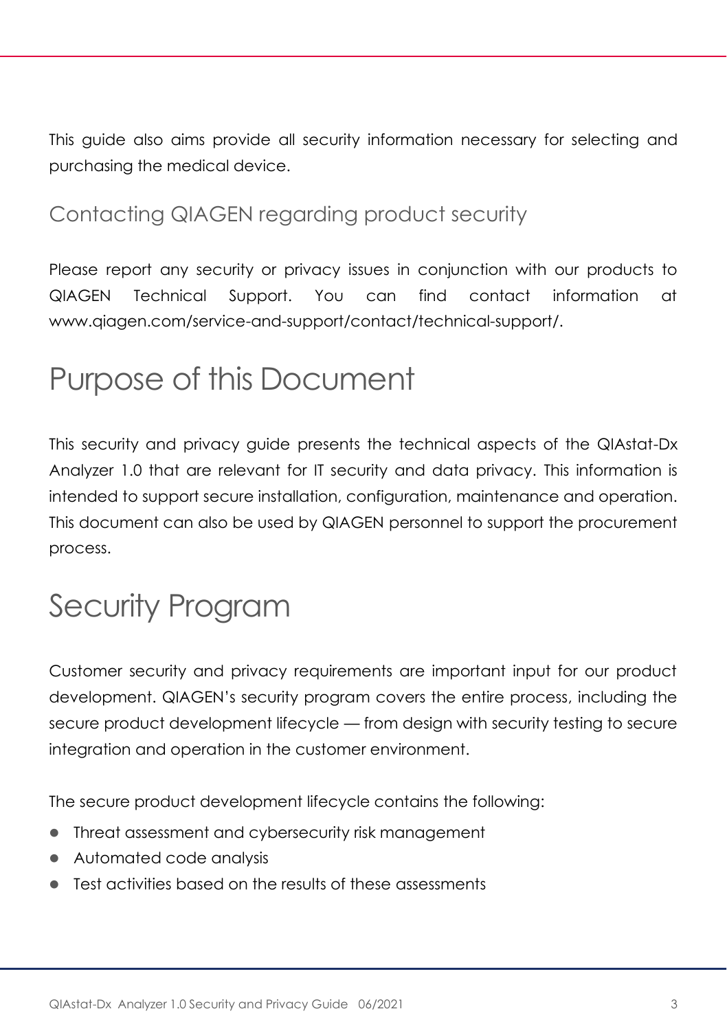This guide also aims provide all security information necessary for selecting and purchasing the medical device.

## Contacting QIAGEN regarding product security

Please report any security or privacy issues in conjunction with our products to QIAGEN Technical Support. You can find contact information at www.qiagen.com/service-and-support/contact/technical-support/.

# Purpose of this Document

This security and privacy guide presents the technical aspects of the QIAstat-Dx Analyzer 1.0 that are relevant for IT security and data privacy. This information is intended to support secure installation, configuration, maintenance and operation. This document can also be used by QIAGEN personnel to support the procurement process.

# Security Program

Customer security and privacy requirements are important input for our product development. QIAGEN's security program covers the entire process, including the secure product development lifecycle — from design with security testing to secure integration and operation in the customer environment.

The secure product development lifecycle contains the following:

- Threat assessment and cybersecurity risk management
- Automated code analysis
- Test activities based on the results of these assessments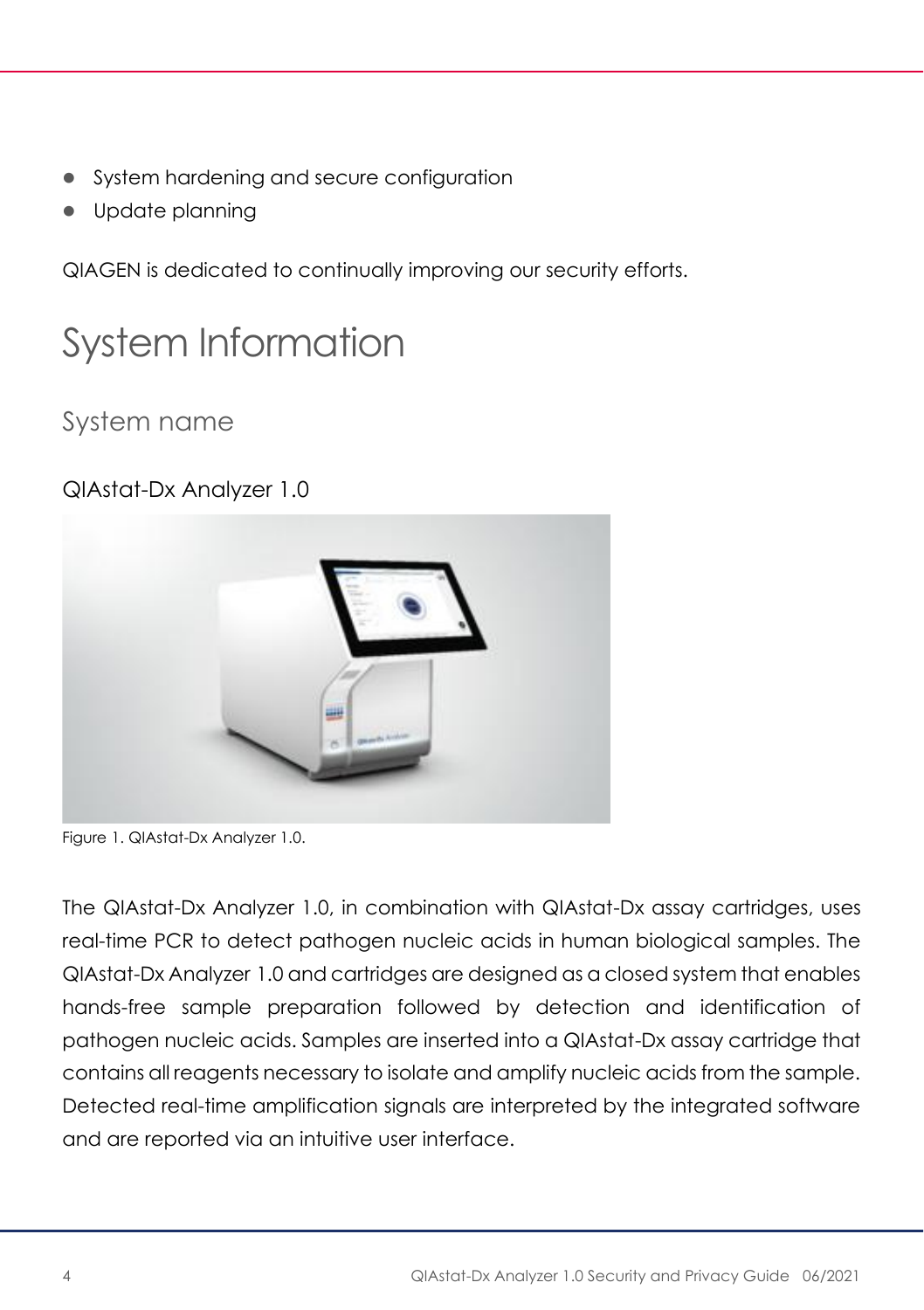- System hardening and secure configuration
- Update planning

QIAGEN is dedicated to continually improving our security efforts.

# System Information

## System name

QIAstat-Dx Analyzer 1.0

Figure 1. QIAstat-Dx Analyzer 1.0.

The QIAstat-Dx Analyzer 1.0, in combination with QIAstat-Dx assay cartridges, uses real-time PCR to detect pathogen nucleic acids in human biological samples. The QIAstat-Dx Analyzer 1.0 and cartridges are designed as a closed system that enables hands-free sample preparation followed by detection and identification of pathogen nucleic acids. Samples are inserted into a QIAstat-Dx assay cartridge that contains all reagents necessary to isolate and amplify nucleic acids from the sample. Detected real-time amplification signals are interpreted by the integrated software and are reported via an intuitive user interface.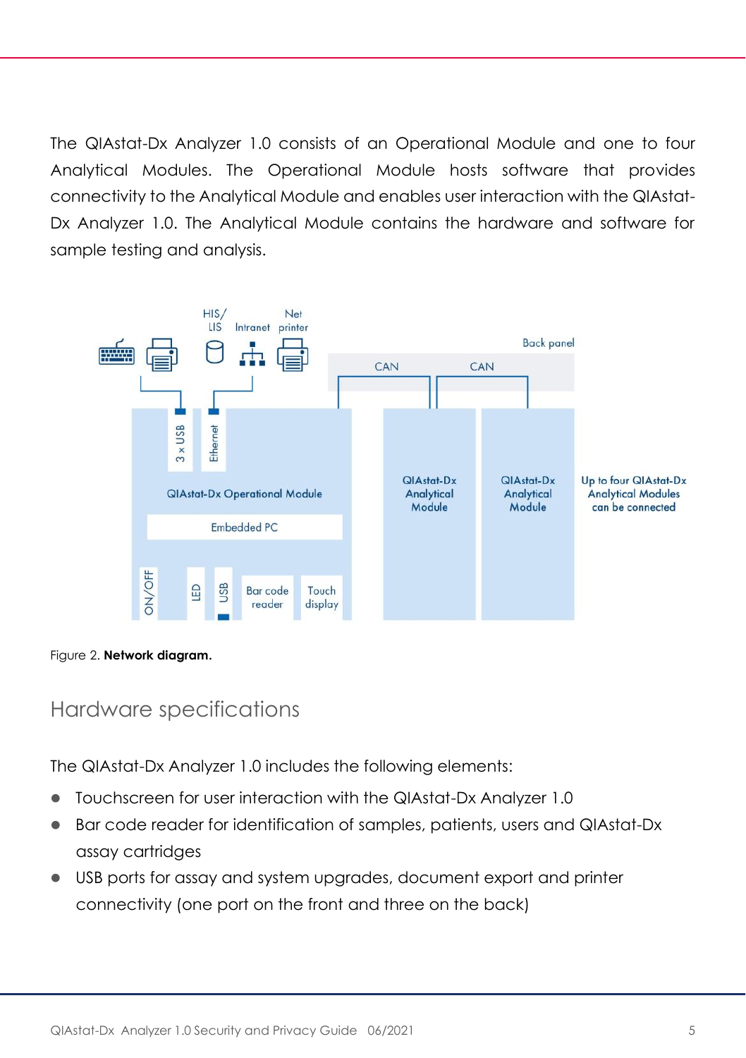The QIAstat-Dx Analyzer 1.0 consists of an Operational Module and one to four Analytical Modules. The Operational Module hosts software that provides connectivity to the Analytical Module and enables user interaction with the QIAstat-Dx Analyzer 1.0. The Analytical Module contains the hardware and software for sample testing and analysis.

Figure 2. **Network diagram.**

## Hardware specifications

The QIAstat-Dx Analyzer 1.0 includes the following elements:

- Touchscreen for user interaction with the QIAstat-Dx Analyzer 1.0
- Bar code reader for identification of samples, patients, users and QIAstat-Dx assay cartridges
- USB ports for assay and system upgrades, document export and printer connectivity (one port on the front and three on the back)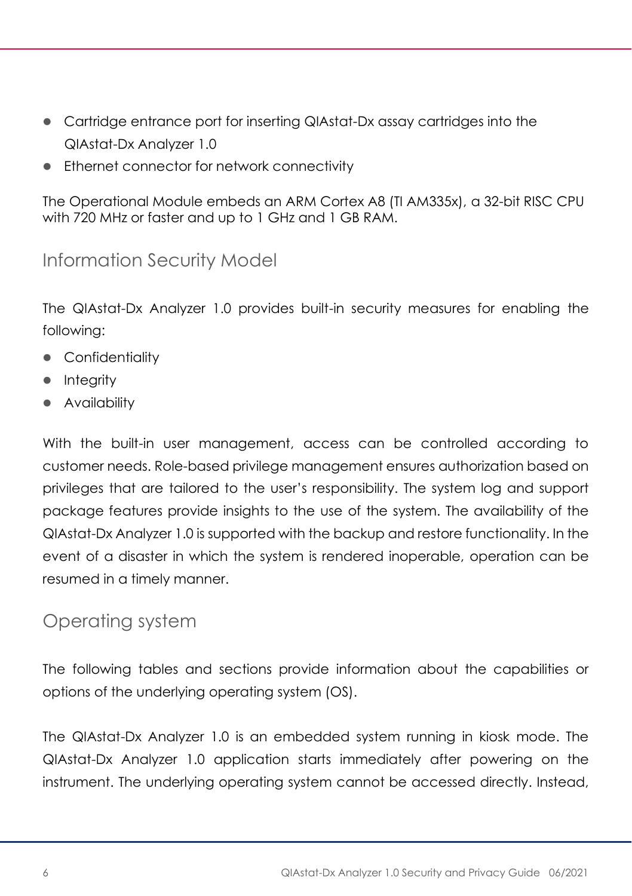- Cartridge entrance port for inserting QIAstat-Dx assay cartridges into the QIAstat-Dx Analyzer 1.0
- Ethernet connector for network connectivity

The Operational Module embeds an ARM Cortex A8 (TI AM335x), a 32-bit RISC CPU with 720 MHz or faster and up to 1 GHz and 1 GB RAM.

## Information Security Model

The QIAstat-Dx Analyzer 1.0 provides built-in security measures for enabling the following:

- Confidentiality
- Integrity
- Availability

With the built-in user management, access can be controlled according to customer needs. Role-based privilege management ensures authorization based on privileges that are tailored to the user's responsibility. The system log and support package features provide insights to the use of the system. The availability of the QIAstat-Dx Analyzer 1.0 is supported with the backup and restore functionality. In the event of a disaster in which the system is rendered inoperable, operation can be resumed in a timely manner.

## Operating system

The following tables and sections provide information about the capabilities or options of the underlying operating system (OS).

The QIAstat-Dx Analyzer 1.0 is an embedded system running in kiosk mode. The QIAstat-Dx Analyzer 1.0 application starts immediately after powering on the instrument. The underlying operating system cannot be accessed directly. Instead,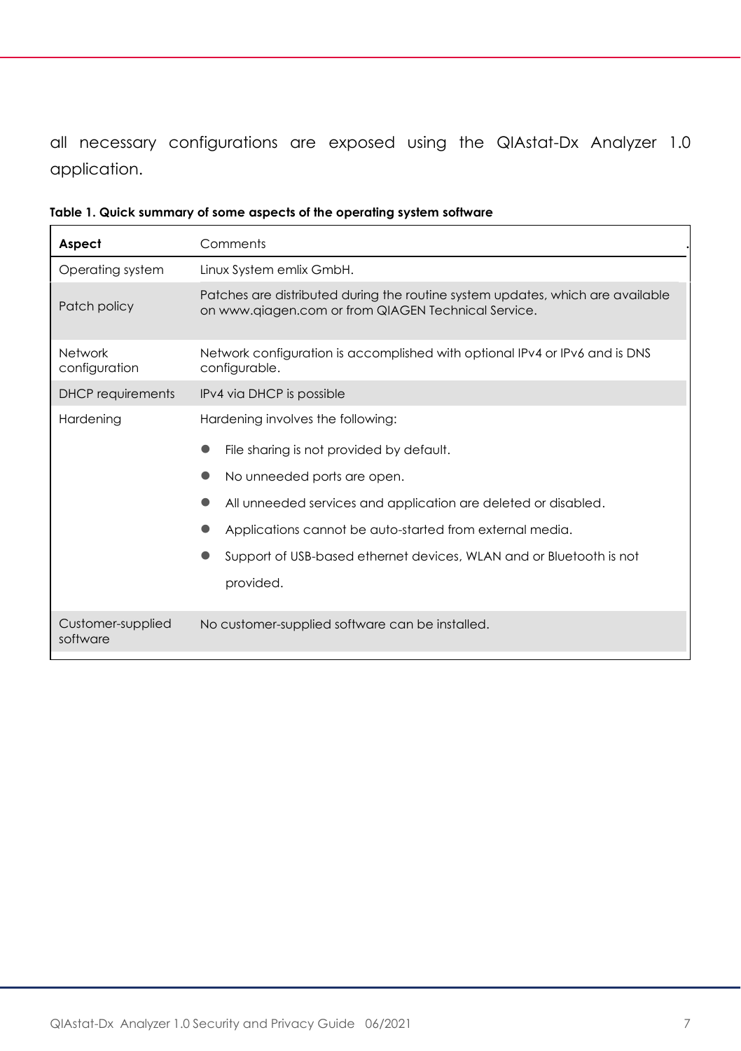all necessary configurations are exposed using the QIAstat-Dx Analyzer 1.0 application.

**Table 1. Quick summary of some aspects of the operating system software**

| **Aspect** | Comments |
|---|---|
| Operating system | Linux System emlix GmbH. |
| Patch policy | Patches are distributed during the routine system updates, which are available on www.qiagen.com or from QIAGEN Technical Service. |
| Network configuration | Network configuration is accomplished with optional IPv4 or IPv6 and is DNS configurable. |
| DHCP requirements | IPv4 via DHCP is possible |
| Hardening | Hardening involves the following:<br>● File sharing is not provided by default.<br>● No unneeded ports are open.<br>● All unneeded services and application are deleted or disabled.<br>● Applications cannot be auto-started from external media.<br>● Support of USB-based ethernet devices, WLAN and or Bluetooth is not provided. |
| Customer-supplied software | No customer-supplied software can be installed. |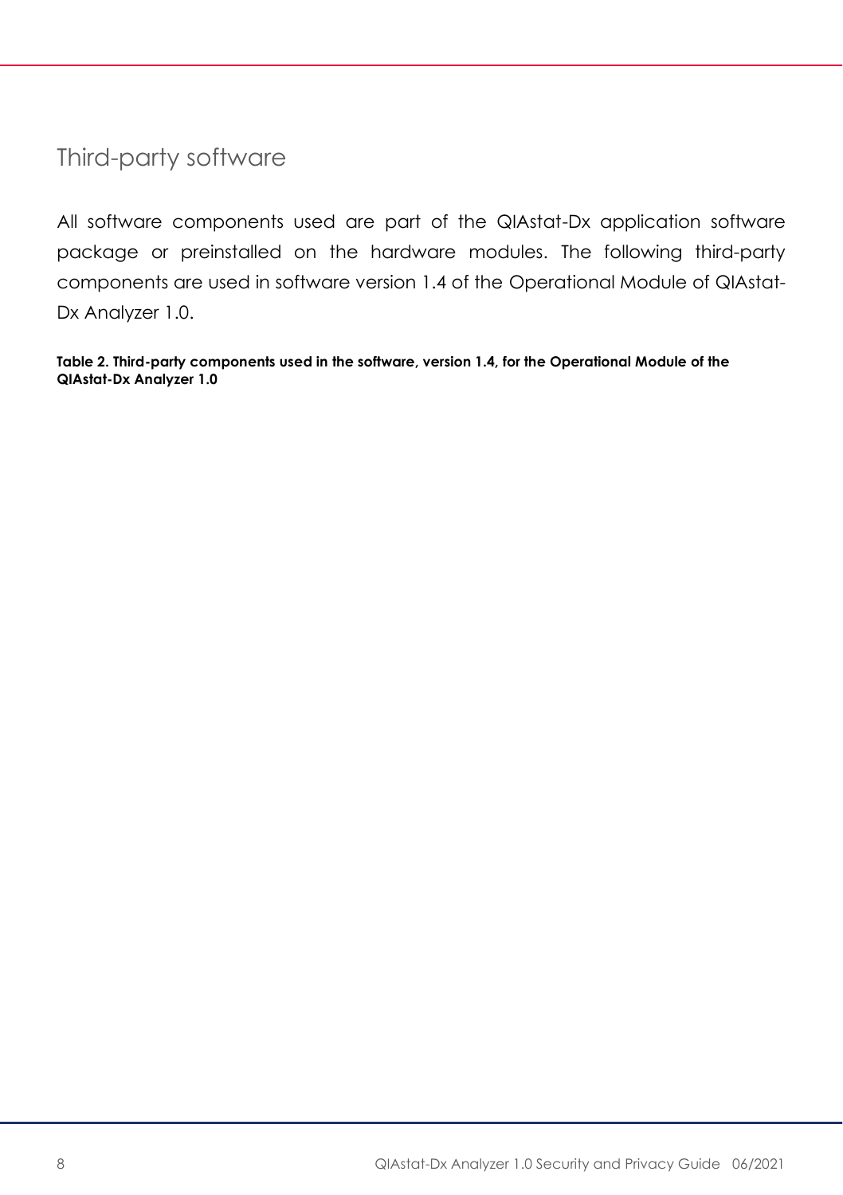## Third-party software

All software components used are part of the QIAstat-Dx application software package or preinstalled on the hardware modules. The following third-party components are used in software version 1.4 of the Operational Module of QIAstat-Dx Analyzer 1.0.

**Table 2. Third-party components used in the software, version 1.4, for the Operational Module of the QIAstat-Dx Analyzer 1.0**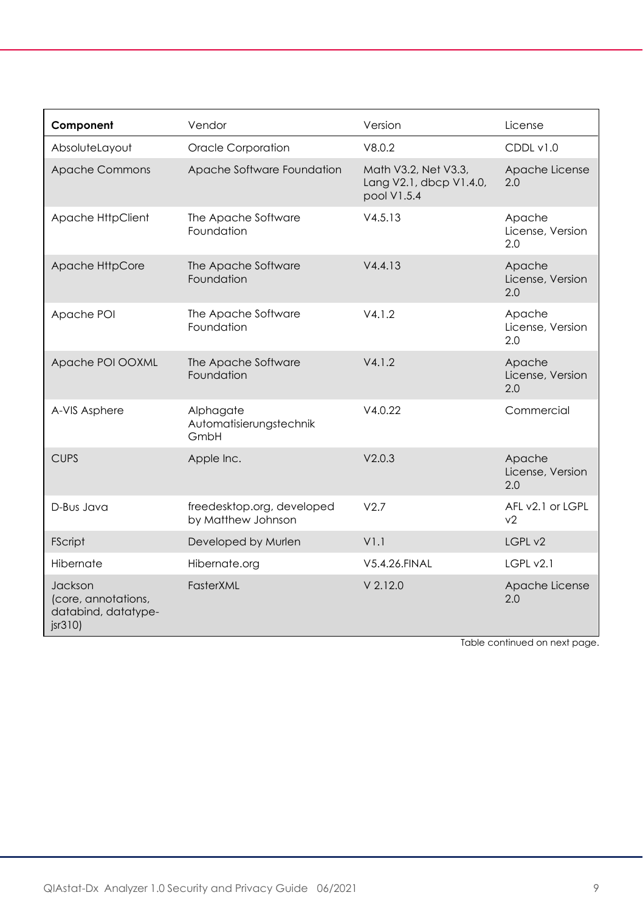| **Component** | Vendor | Version | License |
|---|---|---|---|
| AbsoluteLayout | Oracle Corporation | V8.0.2 | CDDL v1.0 |
| Apache Commons | Apache Software Foundation | Math V3.2, Net V3.3, Lang V2.1, dbcp V1.4.0, pool V1.5.4 | Apache License 2.0 |
| Apache HttpClient | The Apache Software Foundation | V4.5.13 | Apache License, Version 2.0 |
| Apache HttpCore | The Apache Software Foundation | V4.4.13 | Apache License, Version 2.0 |
| Apache POI | The Apache Software Foundation | V4.1.2 | Apache License, Version 2.0 |
| Apache POI OOXML | The Apache Software Foundation | V4.1.2 | Apache License, Version 2.0 |
| A-VIS Asphere | Alphagate Automatisierungstechnik GmbH | V4.0.22 | Commercial |
| CUPS | Apple Inc. | V2.0.3 | Apache License, Version 2.0 |
| D-Bus Java | freedesktop.org, developed by Matthew Johnson | V2.7 | AFL v2.1 or LGPL v2 |
| FScript | Developed by Murlen | V1.1 | LGPL v2 |
| Hibernate | Hibernate.org | V5.4.26.FINAL | LGPL v2.1 |
| Jackson (core, annotations, databind, datatype-jsr310) | FasterXML | V 2.12.0 | Apache License 2.0 |

Table continued on next page.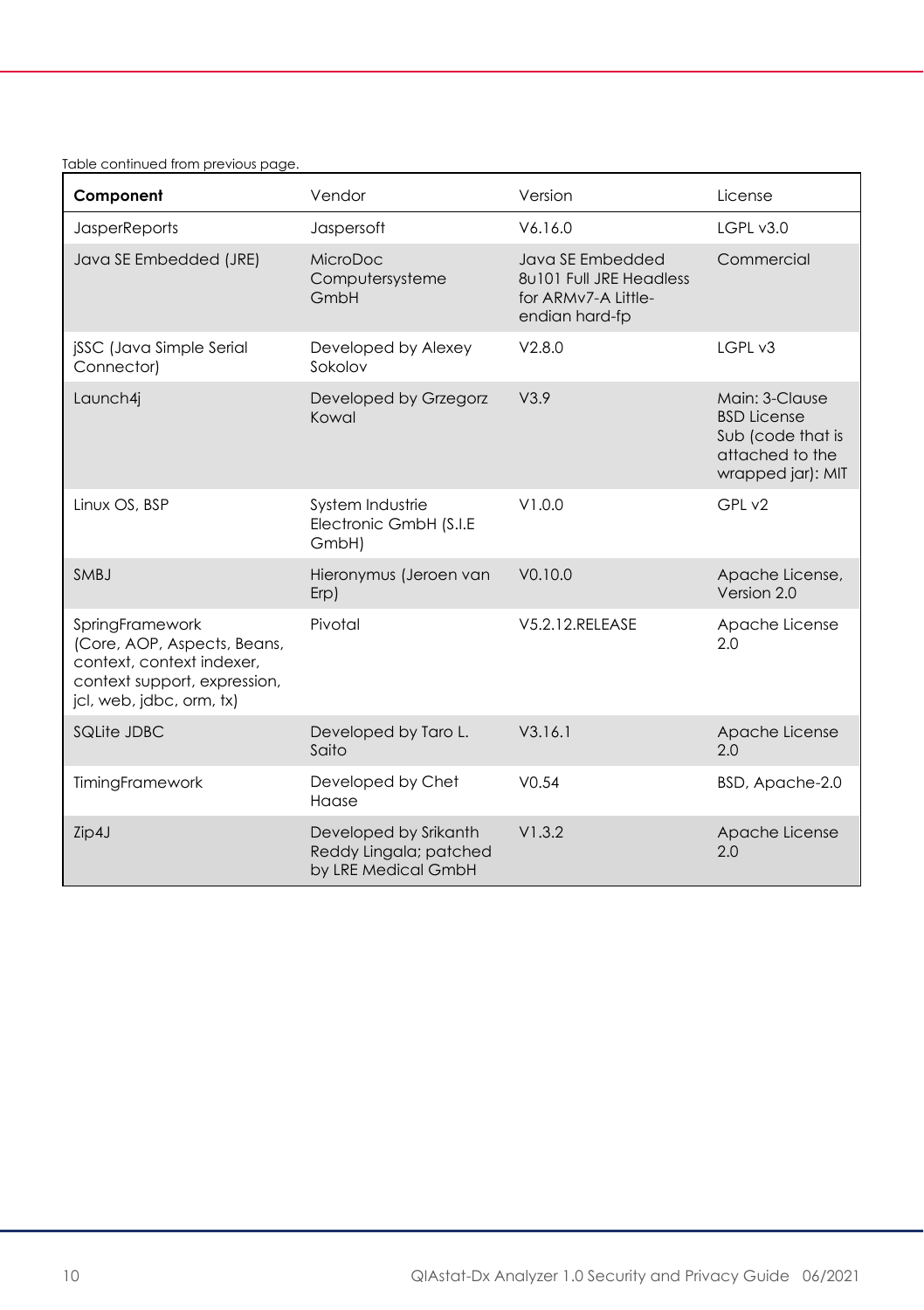Table continued from previous page.

| **Component** | Vendor | Version | License |
|---|---|---|---|
| JasperReports | Jaspersoft | V6.16.0 | LGPL v3.0 |
| Java SE Embedded (JRE) | MicroDoc Computersysteme GmbH | Java SE Embedded 8u101 Full JRE Headless for ARMv7-A Little-endian hard-fp | Commercial |
| jSSC (Java Simple Serial Connector) | Developed by Alexey Sokolov | V2.8.0 | LGPL v3 |
| Launch4j | Developed by Grzegorz Kowal | V3.9 | Main: 3-Clause BSD License Sub (code that is attached to the wrapped jar): MIT |
| Linux OS, BSP | System Industrie Electronic GmbH (S.I.E GmbH) | V1.0.0 | GPL v2 |
| SMBJ | Hieronymus (Jeroen van Erp) | V0.10.0 | Apache License, Version 2.0 |
| SpringFramework (Core, AOP, Aspects, Beans, context, context indexer, context support, expression, jcl, web, jdbc, orm, tx) | Pivotal | V5.2.12.RELEASE | Apache License 2.0 |
| SQLite JDBC | Developed by Taro L. Saito | V3.16.1 | Apache License 2.0 |
| TimingFramework | Developed by Chet Haase | V0.54 | BSD, Apache-2.0 |
| Zip4J | Developed by Srikanth Reddy Lingala; patched by LRE Medical GmbH | V1.3.2 | Apache License 2.0 |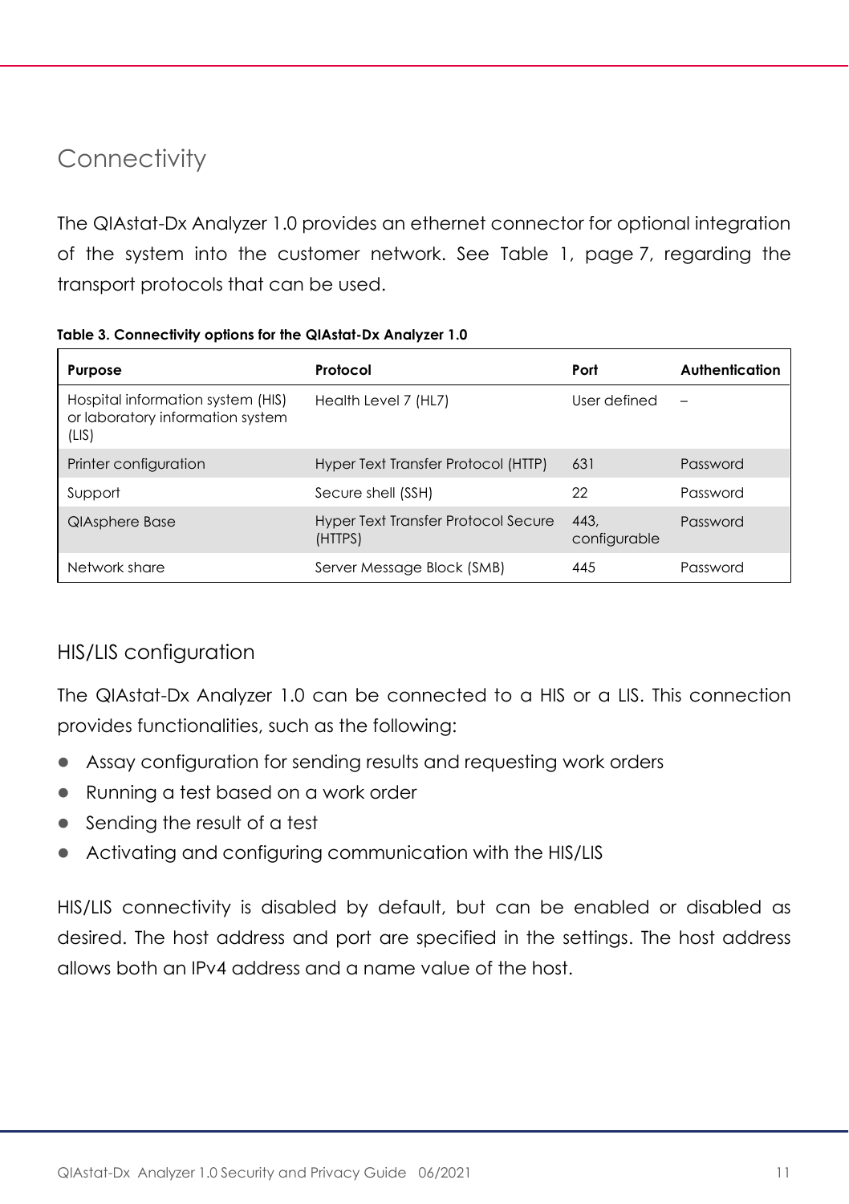# Connectivity

The QIAstat-Dx Analyzer 1.0 provides an ethernet connector for optional integration of the system into the customer network. See Table 1, page 7, regarding the transport protocols that can be used.

**Table 3. Connectivity options for the QIAstat-Dx Analyzer 1.0**

| Purpose | Protocol | Port | Authentication |
|---|---|---|---|
| Hospital information system (HIS) or laboratory information system (LIS) | Health Level 7 (HL7) | User defined | – |
| Printer configuration | Hyper Text Transfer Protocol (HTTP) | 631 | Password |
| Support | Secure shell (SSH) | 22 | Password |
| QIAsphere Base | Hyper Text Transfer Protocol Secure (HTTPS) | 443, configurable | Password |
| Network share | Server Message Block (SMB) | 445 | Password |

## HIS/LIS configuration

The QIAstat-Dx Analyzer 1.0 can be connected to a HIS or a LIS. This connection provides functionalities, such as the following:

- Assay configuration for sending results and requesting work orders
- Running a test based on a work order
- Sending the result of a test
- Activating and configuring communication with the HIS/LIS

HIS/LIS connectivity is disabled by default, but can be enabled or disabled as desired. The host address and port are specified in the settings. The host address allows both an IPv4 address and a name value of the host.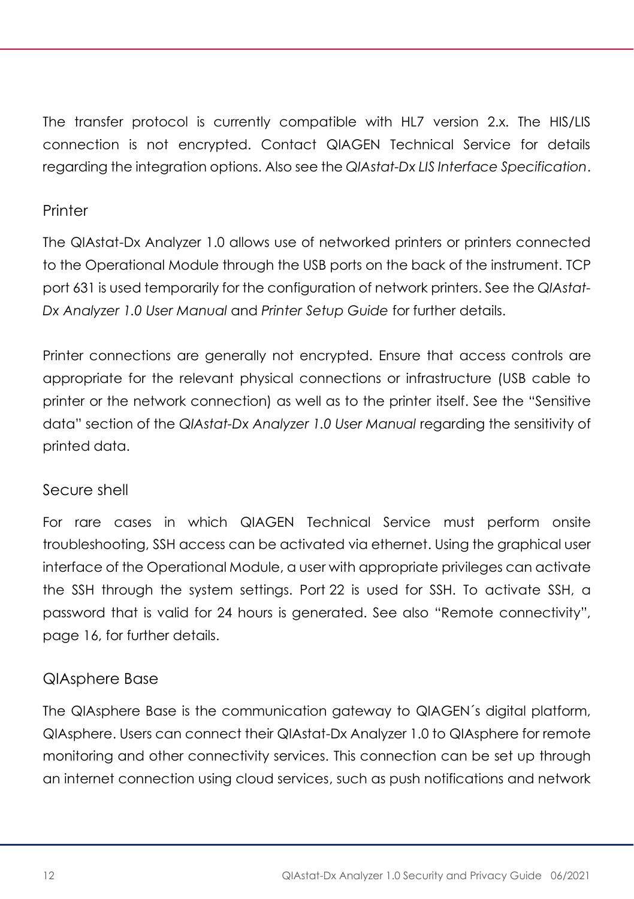The transfer protocol is currently compatible with HL7 version 2.x. The HIS/LIS connection is not encrypted. Contact QIAGEN Technical Service for details regarding the integration options. Also see the *QIAstat-Dx LIS Interface Specification*.

### Printer

The QIAstat-Dx Analyzer 1.0 allows use of networked printers or printers connected to the Operational Module through the USB ports on the back of the instrument. TCP port 631 is used temporarily for the configuration of network printers. See the *QIAstat-Dx Analyzer 1.0 User Manual* and *Printer Setup Guide* for further details.

Printer connections are generally not encrypted. Ensure that access controls are appropriate for the relevant physical connections or infrastructure (USB cable to printer or the network connection) as well as to the printer itself. See the "Sensitive data" section of the *QIAstat-Dx Analyzer 1.0 User Manual* regarding the sensitivity of printed data.

### Secure shell

For rare cases in which QIAGEN Technical Service must perform onsite troubleshooting, SSH access can be activated via ethernet. Using the graphical user interface of the Operational Module, a user with appropriate privileges can activate the SSH through the system settings. Port 22 is used for SSH. To activate SSH, a password that is valid for 24 hours is generated. See also "Remote connectivity", page 16, for further details.

### QIAsphere Base

The QIAsphere Base is the communication gateway to QIAGEN´s digital platform, QIAsphere. Users can connect their QIAstat-Dx Analyzer 1.0 to QIAsphere for remote monitoring and other connectivity services. This connection can be set up through an internet connection using cloud services, such as push notifications and network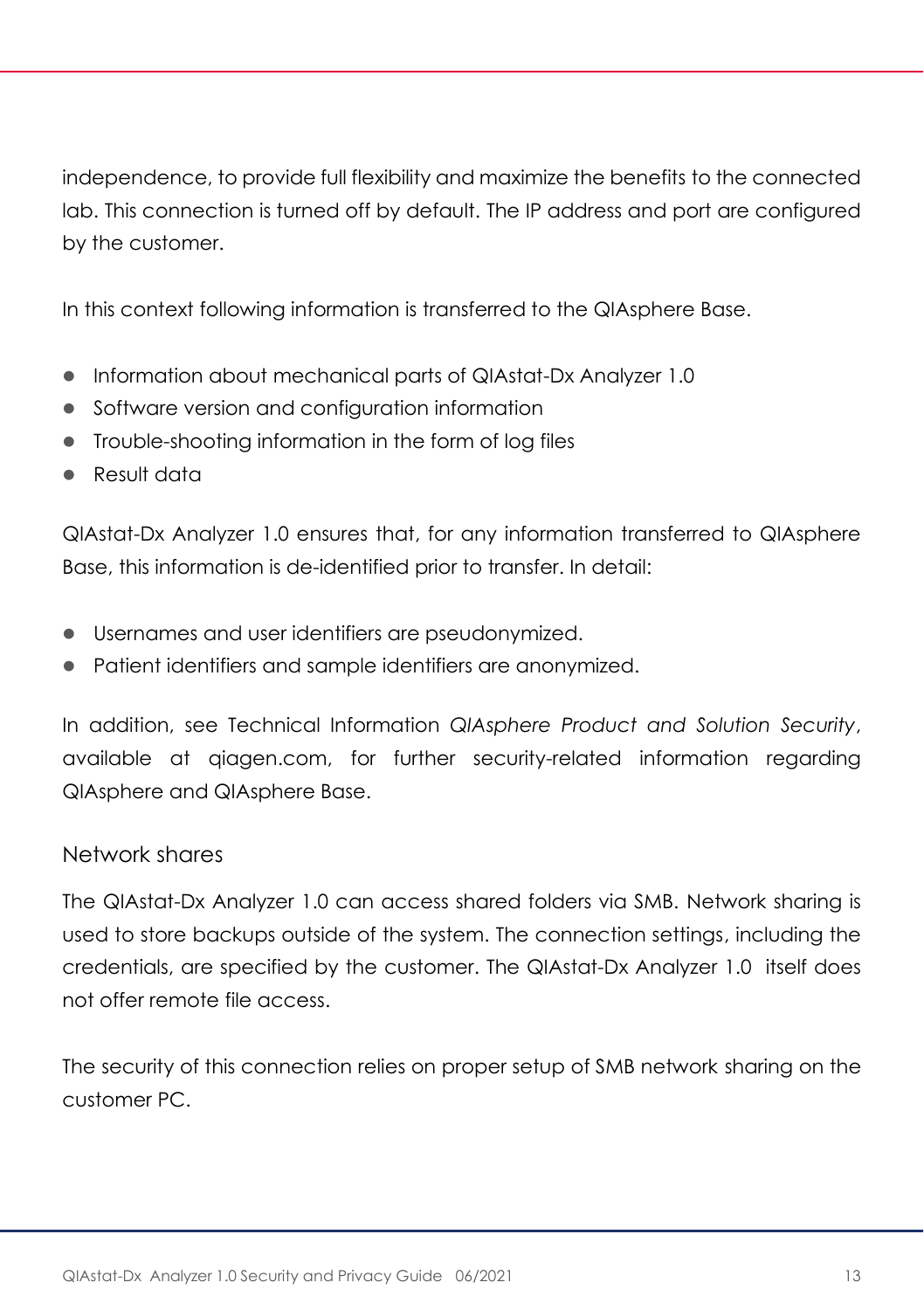independence, to provide full flexibility and maximize the benefits to the connected lab. This connection is turned off by default. The IP address and port are configured by the customer.

In this context following information is transferred to the QIAsphere Base.

- Information about mechanical parts of QIAstat-Dx Analyzer 1.0
- Software version and configuration information
- Trouble-shooting information in the form of log files
- Result data

QIAstat-Dx Analyzer 1.0 ensures that, for any information transferred to QIAsphere Base, this information is de-identified prior to transfer. In detail:

- Usernames and user identifiers are pseudonymized.
- Patient identifiers and sample identifiers are anonymized.

In addition, see Technical Information *QIAsphere Product and Solution Security*, available at qiagen.com, for further security-related information regarding QIAsphere and QIAsphere Base.

### Network shares

The QIAstat-Dx Analyzer 1.0 can access shared folders via SMB. Network sharing is used to store backups outside of the system. The connection settings, including the credentials, are specified by the customer. The QIAstat-Dx Analyzer 1.0 itself does not offer remote file access.

The security of this connection relies on proper setup of SMB network sharing on the customer PC.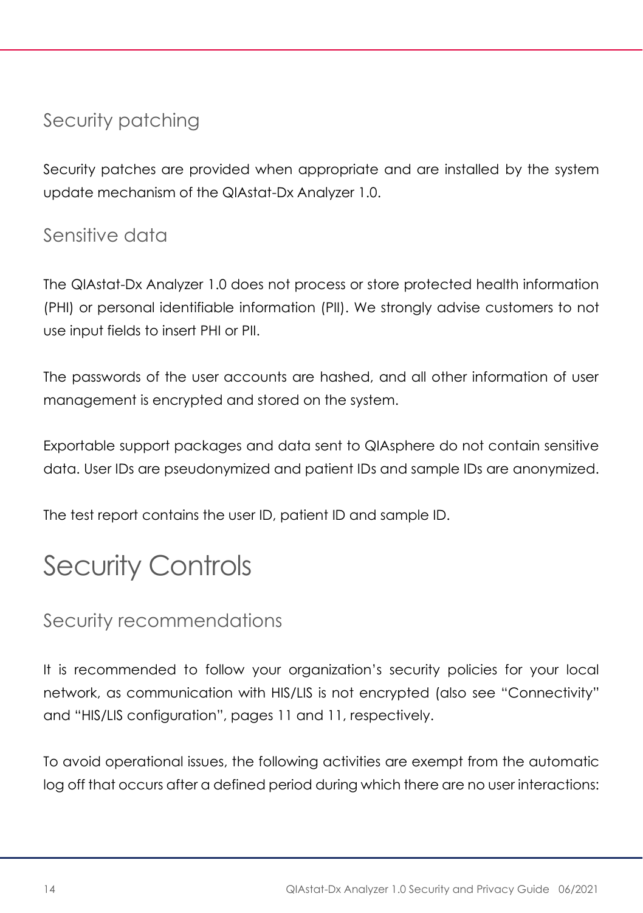### Security patching

Security patches are provided when appropriate and are installed by the system update mechanism of the QIAstat-Dx Analyzer 1.0.

### Sensitive data

The QIAstat-Dx Analyzer 1.0 does not process or store protected health information (PHI) or personal identifiable information (PII). We strongly advise customers to not use input fields to insert PHI or PII.

The passwords of the user accounts are hashed, and all other information of user management is encrypted and stored on the system.

Exportable support packages and data sent to QIAsphere do not contain sensitive data. User IDs are pseudonymized and patient IDs and sample IDs are anonymized.

The test report contains the user ID, patient ID and sample ID.

## Security Controls

### Security recommendations

It is recommended to follow your organization's security policies for your local network, as communication with HIS/LIS is not encrypted (also see "Connectivity" and "HIS/LIS configuration", pages 11 and 11, respectively.

To avoid operational issues, the following activities are exempt from the automatic log off that occurs after a defined period during which there are no user interactions: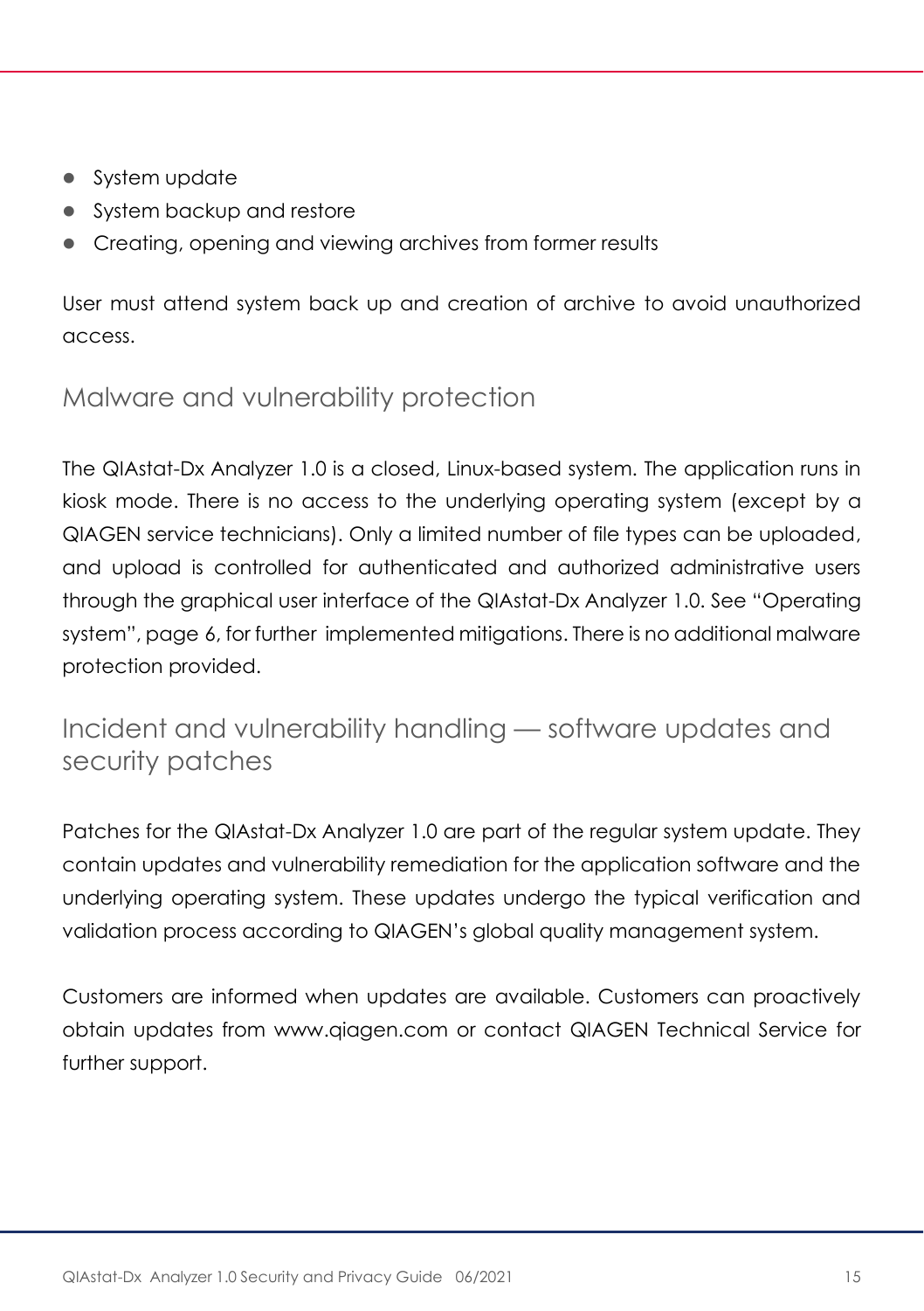- System update
- System backup and restore
- Creating, opening and viewing archives from former results

User must attend system back up and creation of archive to avoid unauthorized access.

## Malware and vulnerability protection

The QIAstat-Dx Analyzer 1.0 is a closed, Linux-based system. The application runs in kiosk mode. There is no access to the underlying operating system (except by a QIAGEN service technicians). Only a limited number of file types can be uploaded, and upload is controlled for authenticated and authorized administrative users through the graphical user interface of the QIAstat-Dx Analyzer 1.0. See "Operating system", page 6, for further implemented mitigations. There is no additional malware protection provided.

## Incident and vulnerability handling — software updates and security patches

Patches for the QIAstat-Dx Analyzer 1.0 are part of the regular system update. They contain updates and vulnerability remediation for the application software and the underlying operating system. These updates undergo the typical verification and validation process according to QIAGEN's global quality management system.

Customers are informed when updates are available. Customers can proactively obtain updates from www.qiagen.com or contact QIAGEN Technical Service for further support.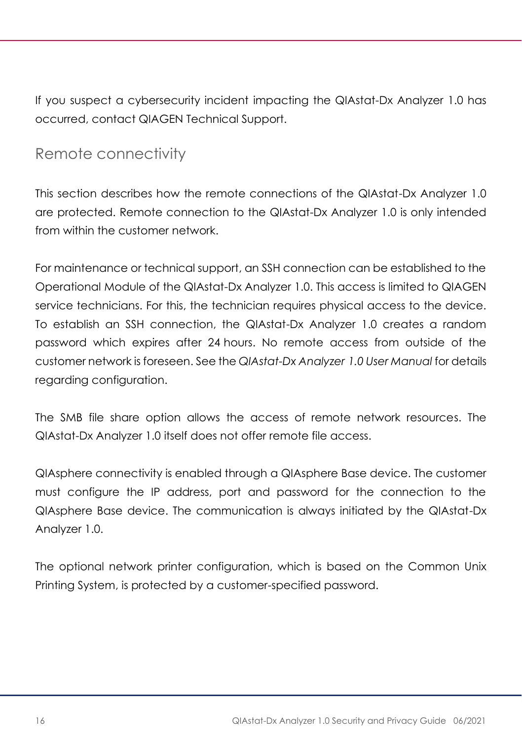If you suspect a cybersecurity incident impacting the QIAstat-Dx Analyzer 1.0 has occurred, contact QIAGEN Technical Support.

## Remote connectivity

This section describes how the remote connections of the QIAstat-Dx Analyzer 1.0 are protected. Remote connection to the QIAstat-Dx Analyzer 1.0 is only intended from within the customer network.

For maintenance or technical support, an SSH connection can be established to the Operational Module of the QIAstat-Dx Analyzer 1.0. This access is limited to QIAGEN service technicians. For this, the technician requires physical access to the device. To establish an SSH connection, the QIAstat-Dx Analyzer 1.0 creates a random password which expires after 24 hours. No remote access from outside of the customer network is foreseen. See the *QIAstat-Dx Analyzer 1.0 User Manual* for details regarding configuration.

The SMB file share option allows the access of remote network resources. The QIAstat-Dx Analyzer 1.0 itself does not offer remote file access.

QIAsphere connectivity is enabled through a QIAsphere Base device. The customer must configure the IP address, port and password for the connection to the QIAsphere Base device. The communication is always initiated by the QIAstat-Dx Analyzer 1.0.

The optional network printer configuration, which is based on the Common Unix Printing System, is protected by a customer-specified password.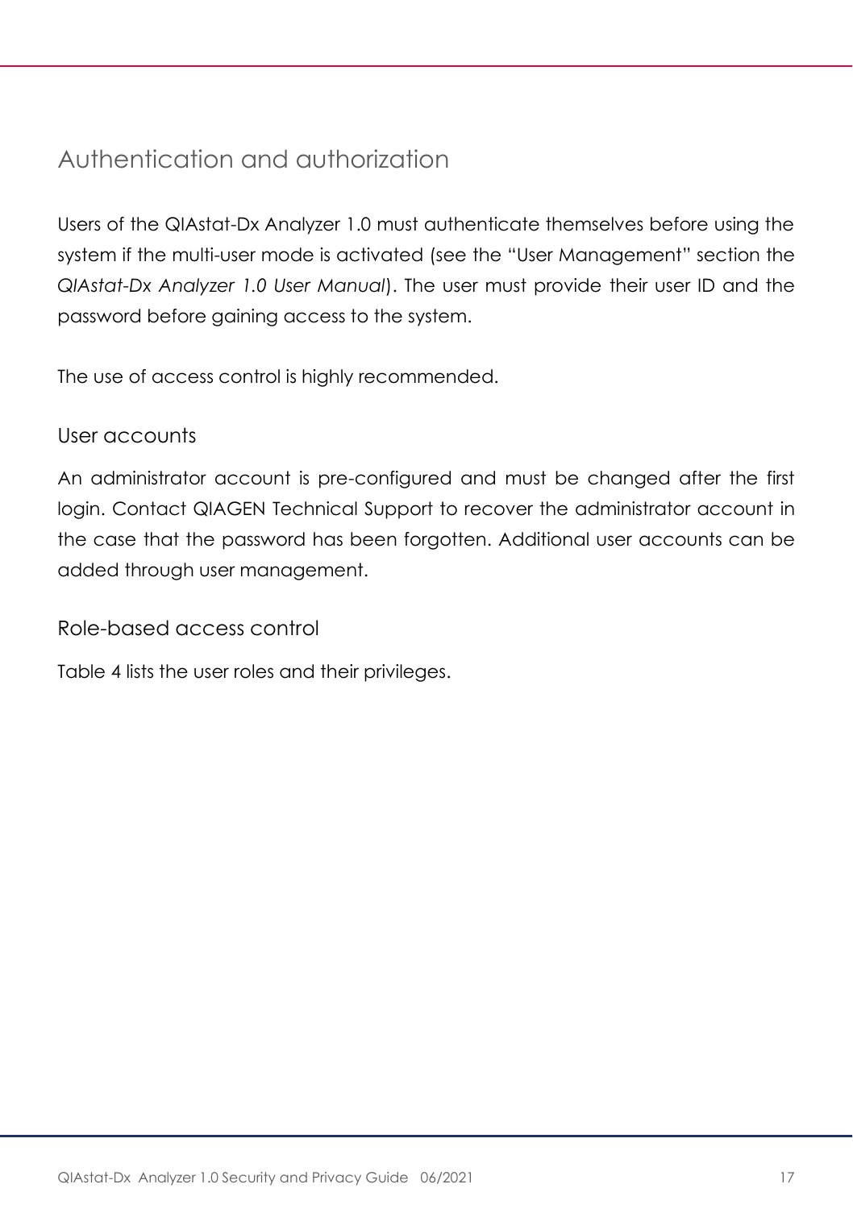## Authentication and authorization

Users of the QIAstat-Dx Analyzer 1.0 must authenticate themselves before using the system if the multi-user mode is activated (see the "User Management" section the *QIAstat-Dx Analyzer 1.0 User Manual*). The user must provide their user ID and the password before gaining access to the system.

The use of access control is highly recommended.

### User accounts

An administrator account is pre-configured and must be changed after the first login. Contact QIAGEN Technical Support to recover the administrator account in the case that the password has been forgotten. Additional user accounts can be added through user management.

### Role-based access control

Table 4 lists the user roles and their privileges.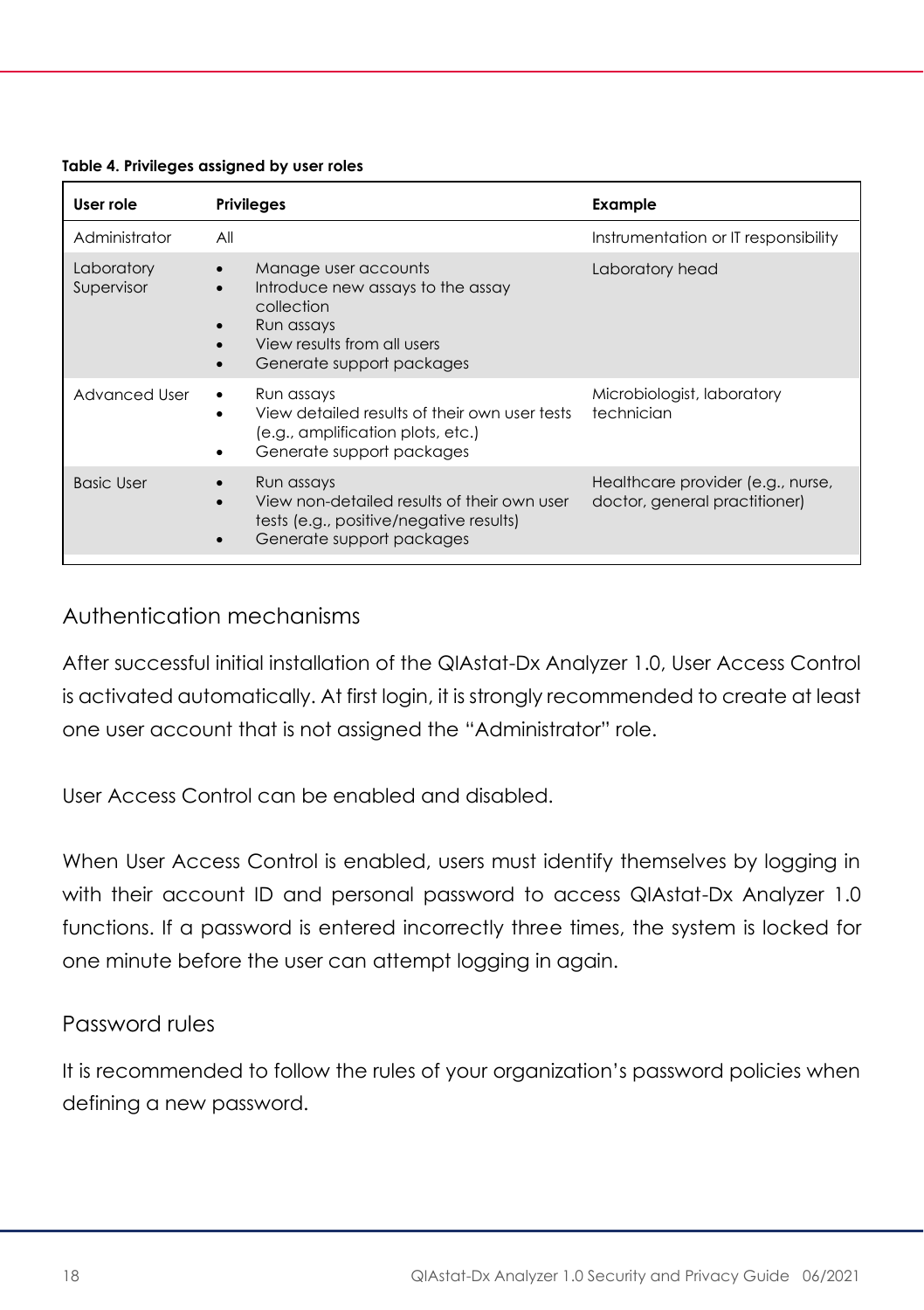**Table 4. Privileges assigned by user roles**

| User role | Privileges | Example |
| --- | --- | --- |
| Administrator | All | Instrumentation or IT responsibility |
| Laboratory Supervisor | • Manage user accounts<br>• Introduce new assays to the assay collection<br>• Run assays<br>• View results from all users<br>• Generate support packages | Laboratory head |
| Advanced User | • Run assays<br>• View detailed results of their own user tests (e.g., amplification plots, etc.)<br>• Generate support packages | Microbiologist, laboratory technician |
| Basic User | • Run assays<br>• View non-detailed results of their own user tests (e.g., positive/negative results)<br>• Generate support packages | Healthcare provider (e.g., nurse, doctor, general practitioner) |

## Authentication mechanisms

After successful initial installation of the QIAstat-Dx Analyzer 1.0, User Access Control is activated automatically. At first login, it is strongly recommended to create at least one user account that is not assigned the "Administrator" role.

User Access Control can be enabled and disabled.

When User Access Control is enabled, users must identify themselves by logging in with their account ID and personal password to access QIAstat-Dx Analyzer 1.0 functions. If a password is entered incorrectly three times, the system is locked for one minute before the user can attempt logging in again.

## Password rules

It is recommended to follow the rules of your organization's password policies when defining a new password.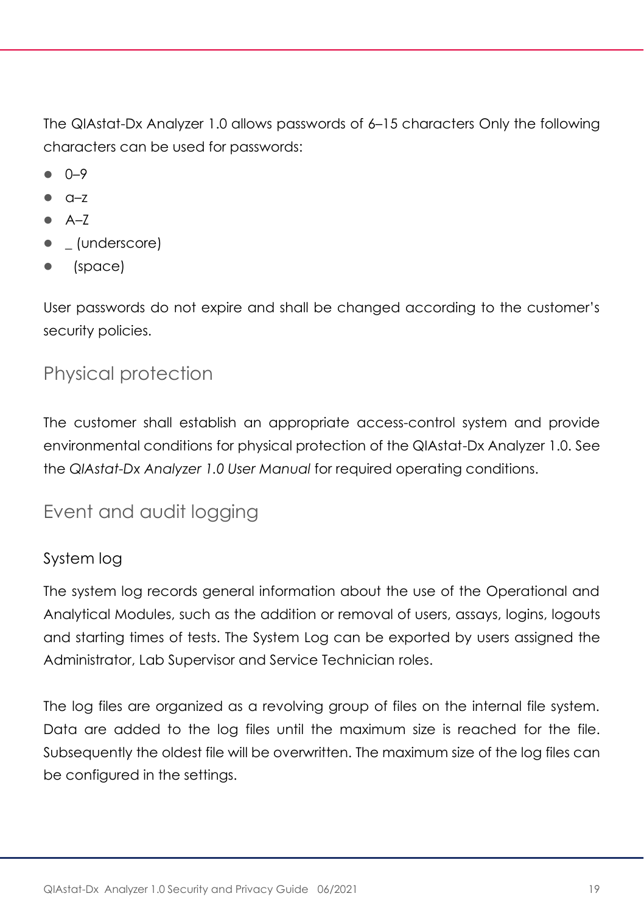The QIAstat-Dx Analyzer 1.0 allows passwords of 6–15 characters Only the following characters can be used for passwords:

- 0–9
- a–z
- A–Z
- _ (underscore)
-   (space)

User passwords do not expire and shall be changed according to the customer's security policies.

## Physical protection

The customer shall establish an appropriate access-control system and provide environmental conditions for physical protection of the QIAstat-Dx Analyzer 1.0. See the *QIAstat-Dx Analyzer 1.0 User Manual* for required operating conditions.

## Event and audit logging

### System log

The system log records general information about the use of the Operational and Analytical Modules, such as the addition or removal of users, assays, logins, logouts and starting times of tests. The System Log can be exported by users assigned the Administrator, Lab Supervisor and Service Technician roles.

The log files are organized as a revolving group of files on the internal file system. Data are added to the log files until the maximum size is reached for the file. Subsequently the oldest file will be overwritten. The maximum size of the log files can be configured in the settings.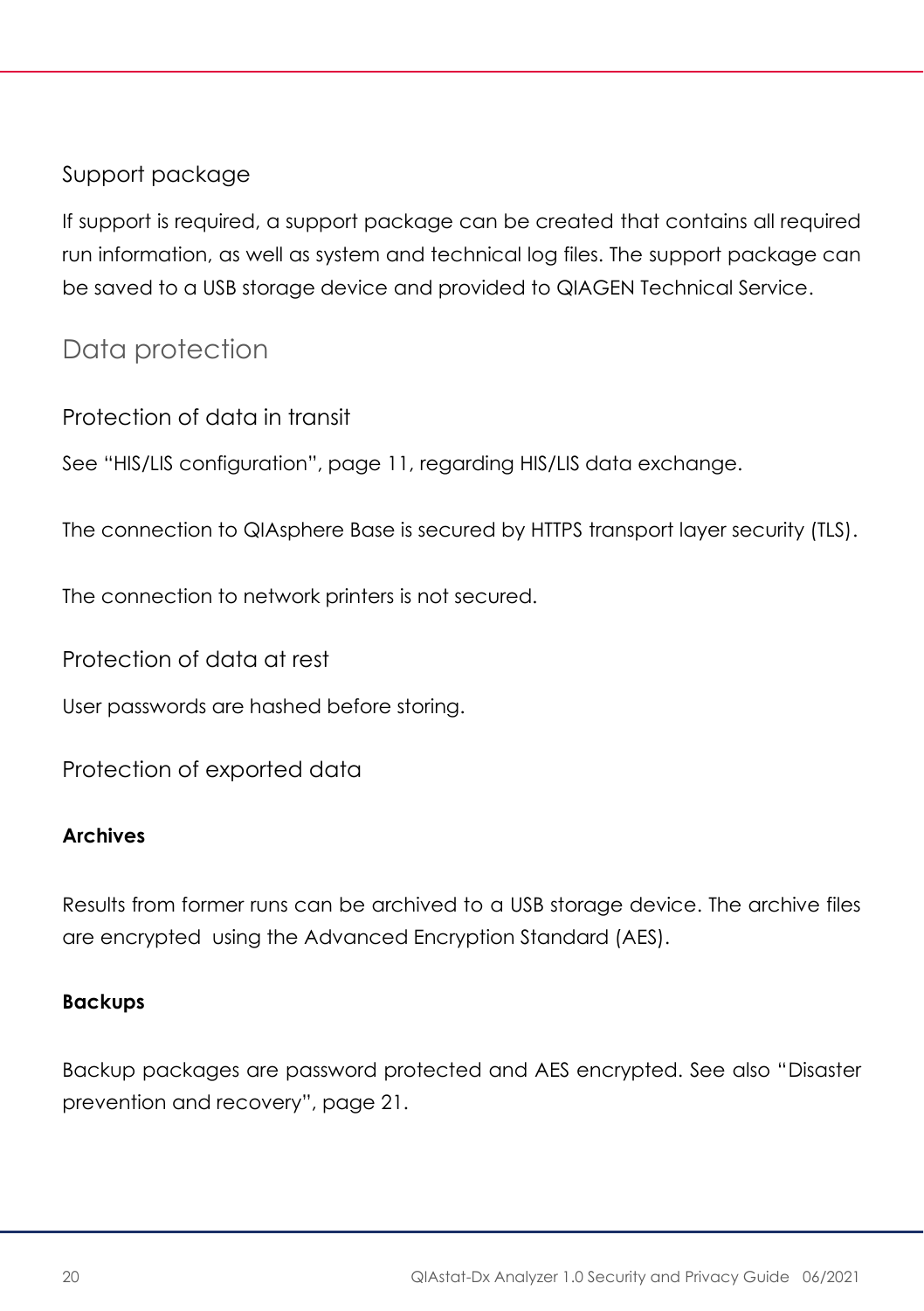### Support package

If support is required, a support package can be created that contains all required run information, as well as system and technical log files. The support package can be saved to a USB storage device and provided to QIAGEN Technical Service.

## Data protection

### Protection of data in transit

See "HIS/LIS configuration", page 11, regarding HIS/LIS data exchange.

The connection to QIAsphere Base is secured by HTTPS transport layer security (TLS).

The connection to network printers is not secured.

### Protection of data at rest

User passwords are hashed before storing.

### Protection of exported data

**Archives**

Results from former runs can be archived to a USB storage device. The archive files are encrypted using the Advanced Encryption Standard (AES).

**Backups**

Backup packages are password protected and AES encrypted. See also "Disaster prevention and recovery", page 21.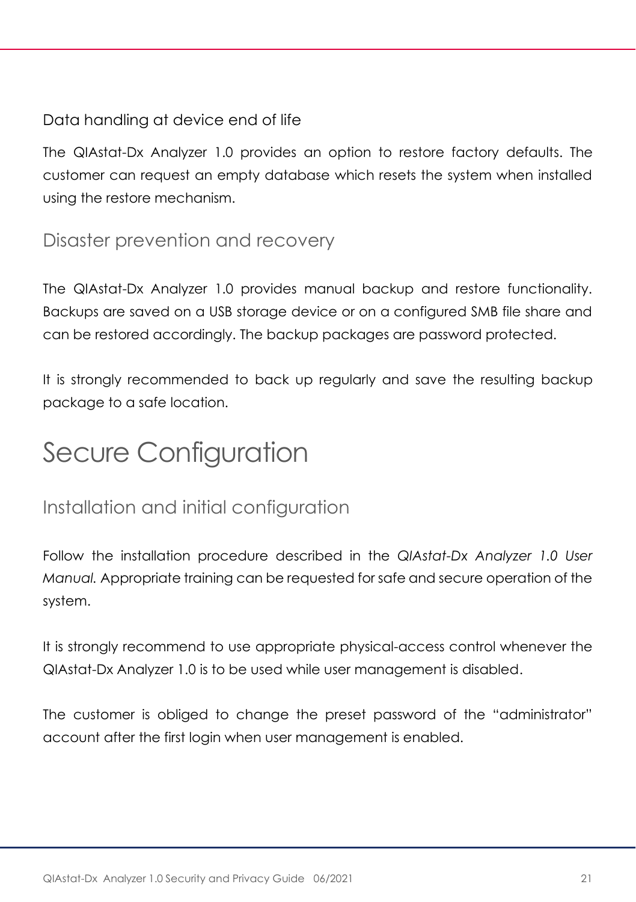### Data handling at device end of life

The QIAstat-Dx Analyzer 1.0 provides an option to restore factory defaults. The customer can request an empty database which resets the system when installed using the restore mechanism.

## Disaster prevention and recovery

The QIAstat-Dx Analyzer 1.0 provides manual backup and restore functionality. Backups are saved on a USB storage device or on a configured SMB file share and can be restored accordingly. The backup packages are password protected.

It is strongly recommended to back up regularly and save the resulting backup package to a safe location.

# Secure Configuration

## Installation and initial configuration

Follow the installation procedure described in the *QIAstat-Dx Analyzer 1.0 User Manual.* Appropriate training can be requested for safe and secure operation of the system.

It is strongly recommend to use appropriate physical-access control whenever the QIAstat-Dx Analyzer 1.0 is to be used while user management is disabled.

The customer is obliged to change the preset password of the "administrator" account after the first login when user management is enabled.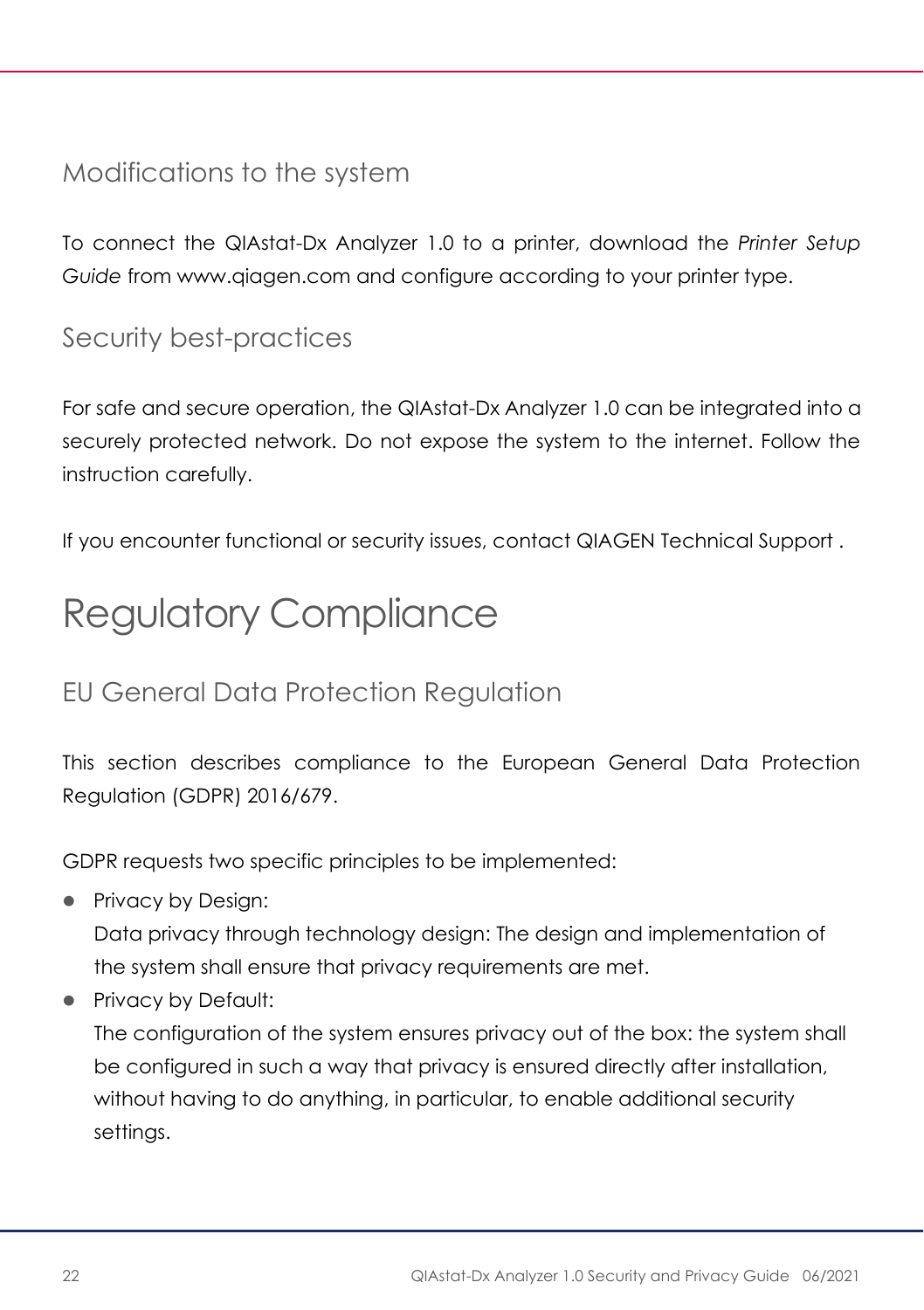## Modifications to the system

To connect the QIAstat-Dx Analyzer 1.0 to a printer, download the *Printer Setup Guide* from www.qiagen.com and configure according to your printer type.

## Security best-practices

For safe and secure operation, the QIAstat-Dx Analyzer 1.0 can be integrated into a securely protected network. Do not expose the system to the internet. Follow the instruction carefully.

If you encounter functional or security issues, contact QIAGEN Technical Support .

# Regulatory Compliance

## EU General Data Protection Regulation

This section describes compliance to the European General Data Protection Regulation (GDPR) 2016/679.

GDPR requests two specific principles to be implemented:

- Privacy by Design:
  Data privacy through technology design: The design and implementation of the system shall ensure that privacy requirements are met.
- Privacy by Default:
  The configuration of the system ensures privacy out of the box: the system shall be configured in such a way that privacy is ensured directly after installation, without having to do anything, in particular, to enable additional security settings.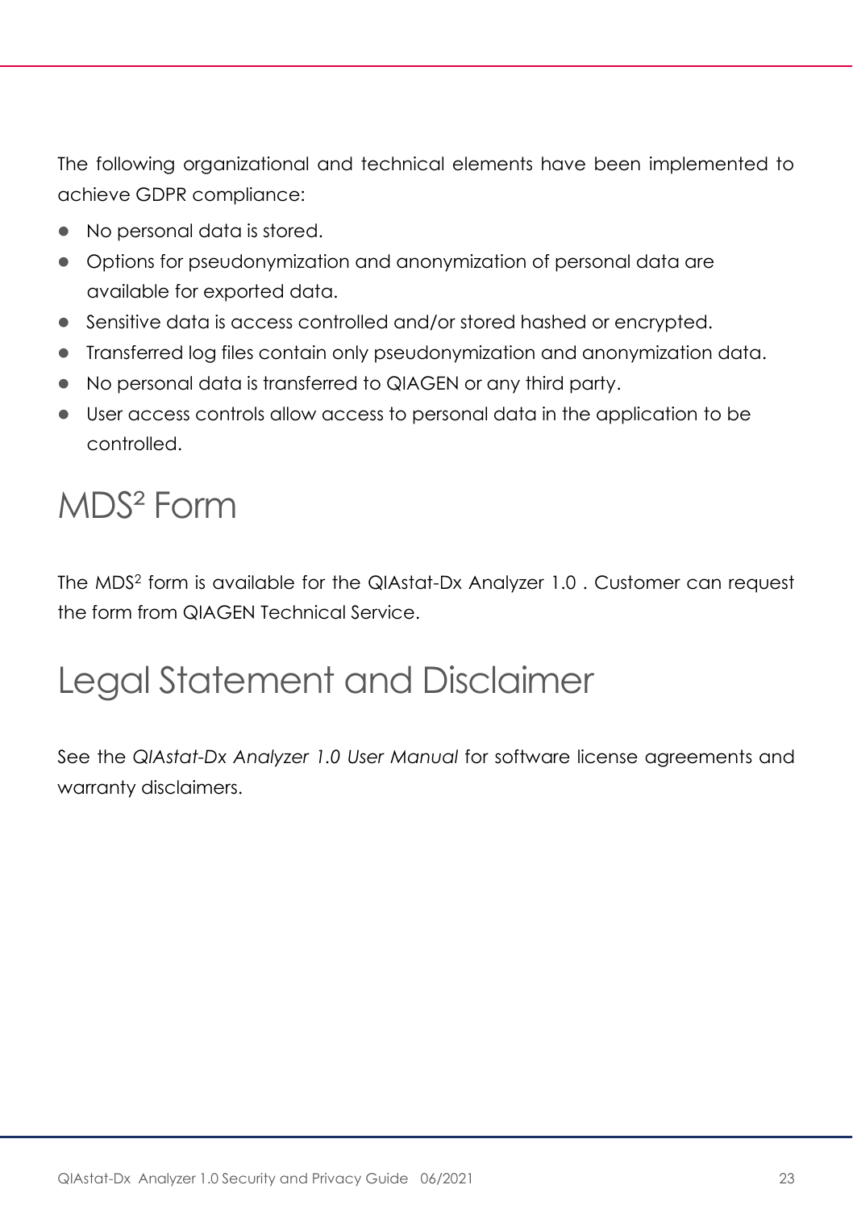The following organizational and technical elements have been implemented to achieve GDPR compliance:

- No personal data is stored.
- Options for pseudonymization and anonymization of personal data are available for exported data.
- Sensitive data is access controlled and/or stored hashed or encrypted.
- Transferred log files contain only pseudonymization and anonymization data.
- No personal data is transferred to QIAGEN or any third party.
- User access controls allow access to personal data in the application to be controlled.

# MDS² Form

The MDS² form is available for the QIAstat-Dx Analyzer 1.0 . Customer can request the form from QIAGEN Technical Service.

# Legal Statement and Disclaimer

See the *QIAstat-Dx Analyzer 1.0 User Manual* for software license agreements and warranty disclaimers.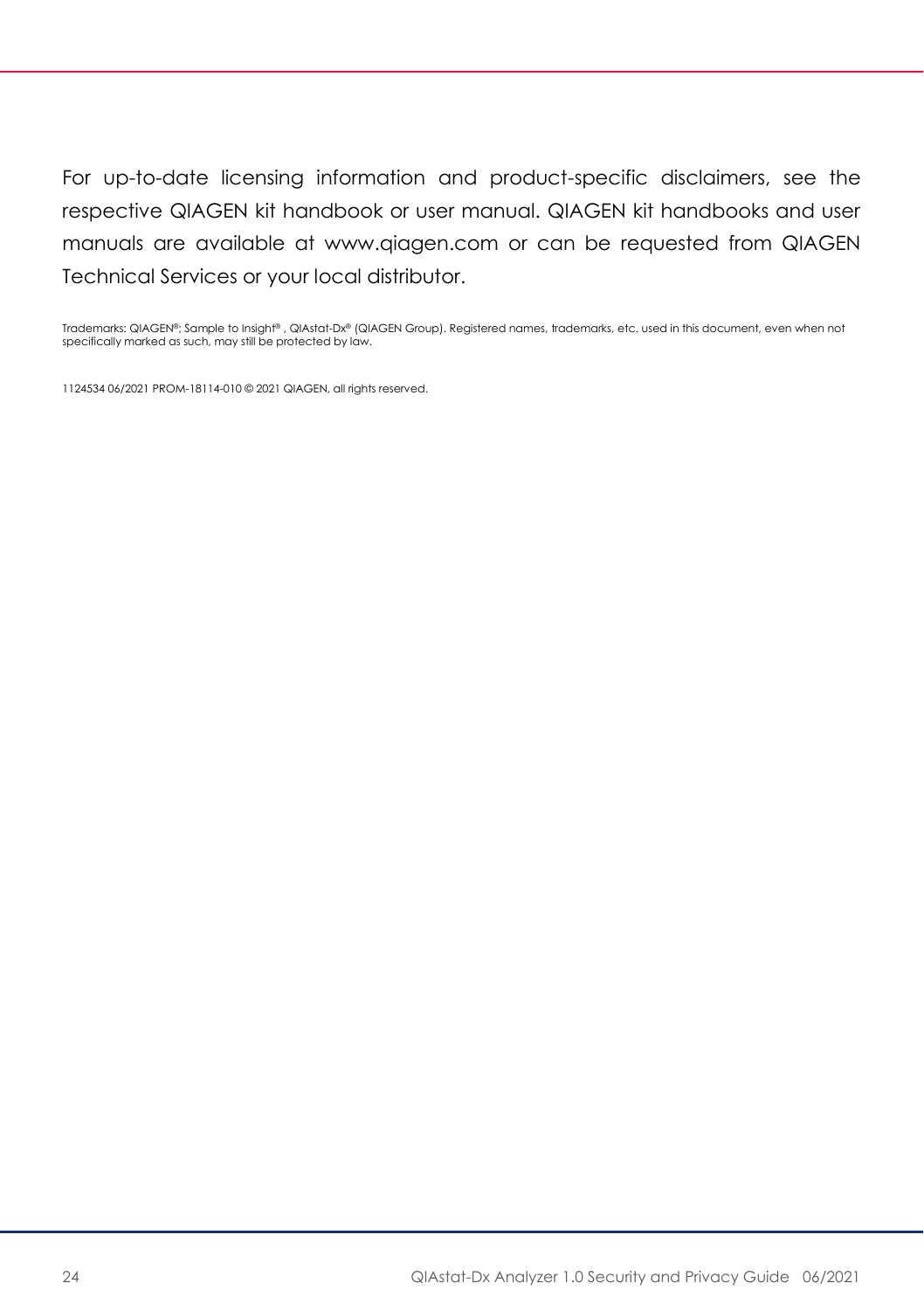For up-to-date licensing information and product-specific disclaimers, see the respective QIAGEN kit handbook or user manual. QIAGEN kit handbooks and user manuals are available at www.qiagen.com or can be requested from QIAGEN Technical Services or your local distributor.

Trademarks: QIAGEN®; Sample to Insight® , QIAstat-Dx® (QIAGEN Group). Registered names, trademarks, etc. used in this document, even when not specifically marked as such, may still be protected by law.

1124534 06/2021 PROM-18114-010 © 2021 QIAGEN, all rights reserved.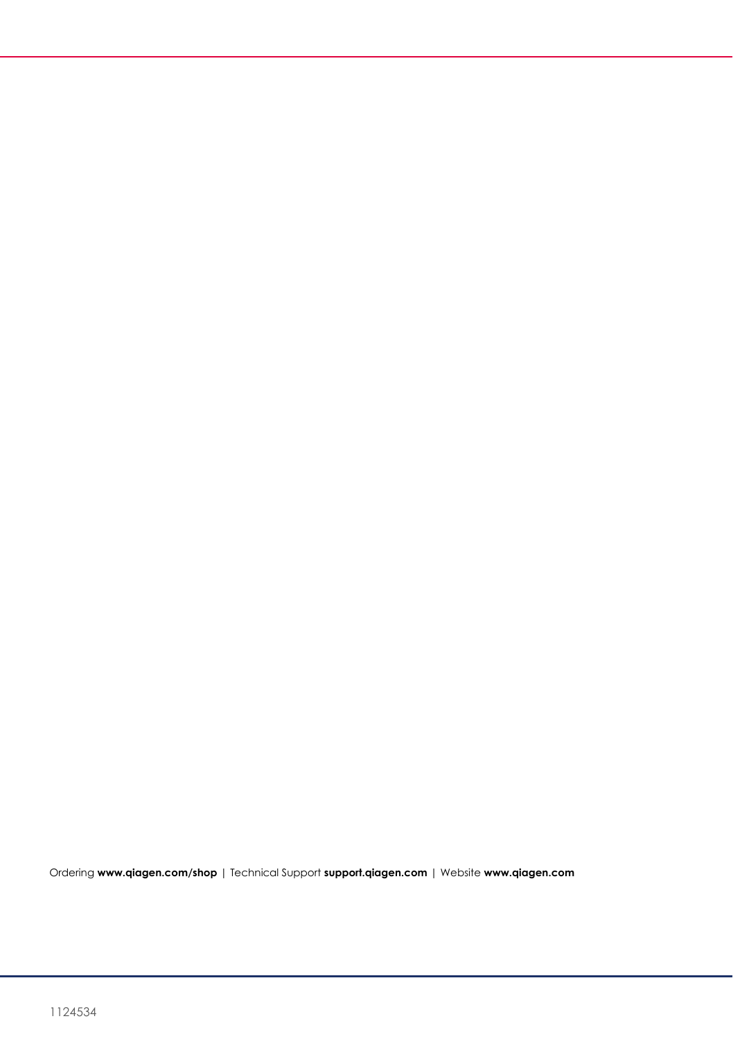Ordering **www.qiagen.com/shop** | Technical Support **support.qiagen.com** | Website **www.qiagen.com**

1124534